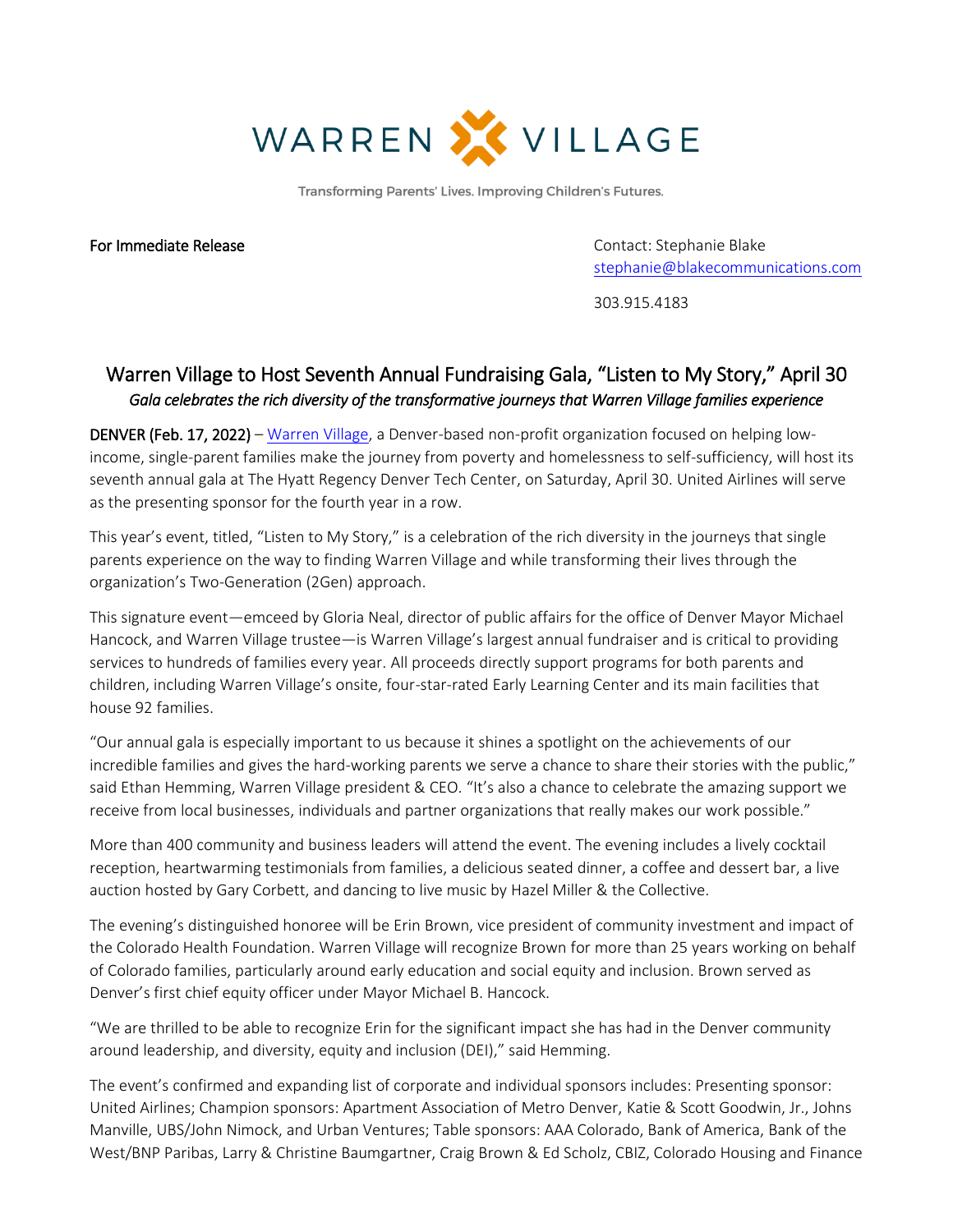WARREN VILLAGE

Transforming Parents' Lives. Improving Children's Futures.

**For Immediate Release**

Contact: Stephanie Blake
stephanie@blakecommunications.com

303.915.4183

# Warren Village to Host Seventh Annual Fundraising Gala, "Listen to My Story," April 30

*Gala celebrates the rich diversity of the transformative journeys that Warren Village families experience*

**DENVER (Feb. 17, 2022)** – Warren Village, a Denver-based non-profit organization focused on helping low-income, single-parent families make the journey from poverty and homelessness to self-sufficiency, will host its seventh annual gala at The Hyatt Regency Denver Tech Center, on Saturday, April 30. United Airlines will serve as the presenting sponsor for the fourth year in a row.

This year's event, titled, "Listen to My Story," is a celebration of the rich diversity in the journeys that single parents experience on the way to finding Warren Village and while transforming their lives through the organization's Two-Generation (2Gen) approach.

This signature event—emceed by Gloria Neal, director of public affairs for the office of Denver Mayor Michael Hancock, and Warren Village trustee—is Warren Village's largest annual fundraiser and is critical to providing services to hundreds of families every year. All proceeds directly support programs for both parents and children, including Warren Village's onsite, four-star-rated Early Learning Center and its main facilities that house 92 families.

"Our annual gala is especially important to us because it shines a spotlight on the achievements of our incredible families and gives the hard-working parents we serve a chance to share their stories with the public," said Ethan Hemming, Warren Village president & CEO. "It's also a chance to celebrate the amazing support we receive from local businesses, individuals and partner organizations that really makes our work possible."

More than 400 community and business leaders will attend the event. The evening includes a lively cocktail reception, heartwarming testimonials from families, a delicious seated dinner, a coffee and dessert bar, a live auction hosted by Gary Corbett, and dancing to live music by Hazel Miller & the Collective.

The evening's distinguished honoree will be Erin Brown, vice president of community investment and impact of the Colorado Health Foundation. Warren Village will recognize Brown for more than 25 years working on behalf of Colorado families, particularly around early education and social equity and inclusion. Brown served as Denver's first chief equity officer under Mayor Michael B. Hancock.

"We are thrilled to be able to recognize Erin for the significant impact she has had in the Denver community around leadership, and diversity, equity and inclusion (DEI)," said Hemming.

The event's confirmed and expanding list of corporate and individual sponsors includes: Presenting sponsor: United Airlines; Champion sponsors: Apartment Association of Metro Denver, Katie & Scott Goodwin, Jr., Johns Manville, UBS/John Nimock, and Urban Ventures; Table sponsors: AAA Colorado, Bank of America, Bank of the West/BNP Paribas, Larry & Christine Baumgartner, Craig Brown & Ed Scholz, CBIZ, Colorado Housing and Finance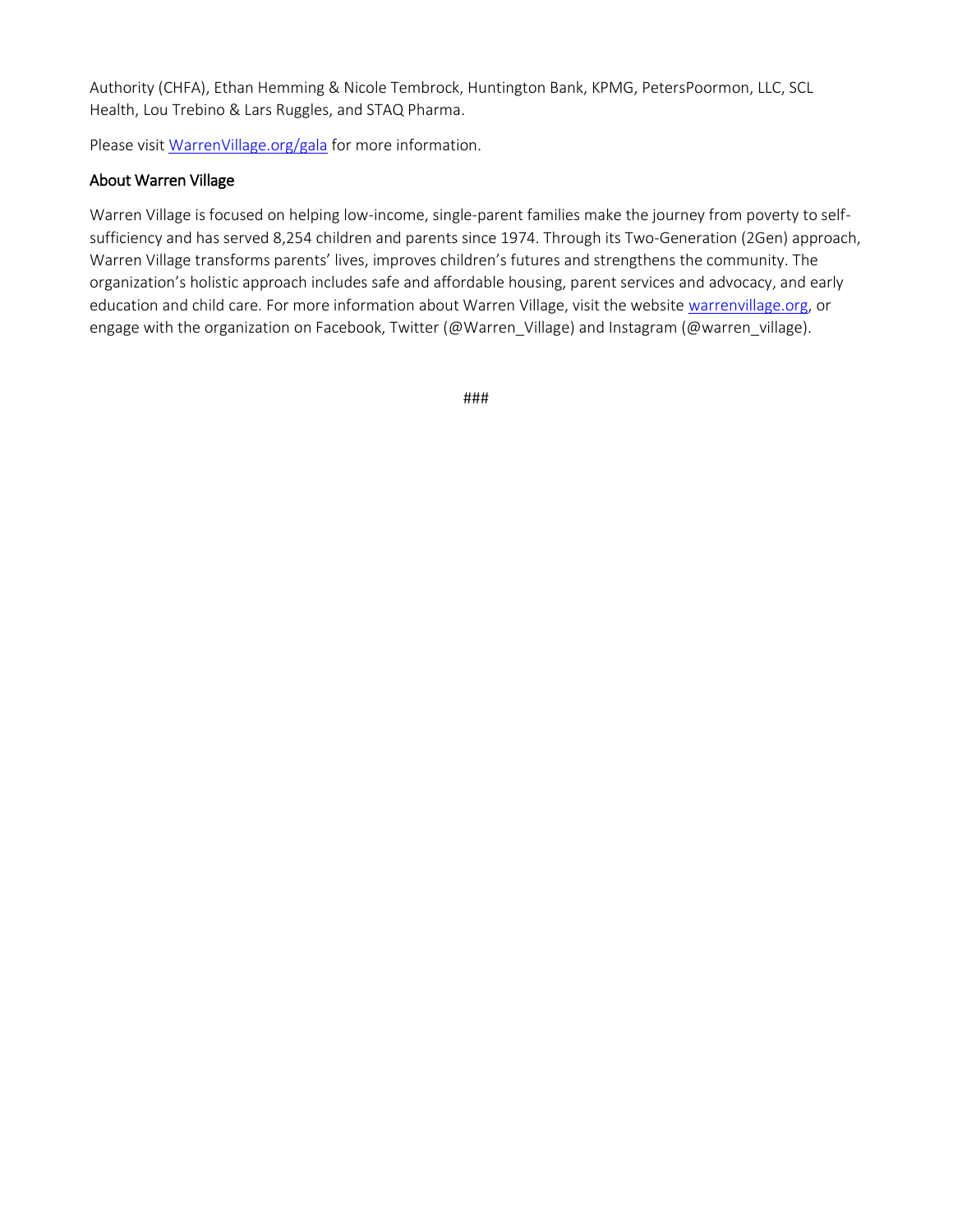Authority (CHFA), Ethan Hemming & Nicole Tembrock, Huntington Bank, KPMG, PetersPoormon, LLC, SCL Health, Lou Trebino & Lars Ruggles, and STAQ Pharma.

Please visit [WarrenVillage.org/gala](WarrenVillage.org/gala) for more information.

### About Warren Village

Warren Village is focused on helping low-income, single-parent families make the journey from poverty to self-sufficiency and has served 8,254 children and parents since 1974. Through its Two-Generation (2Gen) approach, Warren Village transforms parents' lives, improves children's futures and strengthens the community. The organization's holistic approach includes safe and affordable housing, parent services and advocacy, and early education and child care. For more information about Warren Village, visit the website [warrenvillage.org](warrenvillage.org), or engage with the organization on Facebook, Twitter (@Warren_Village) and Instagram (@warren_village).

###